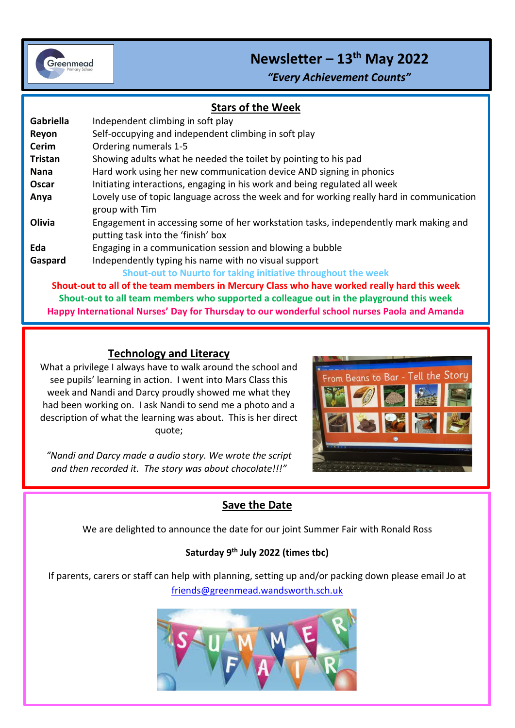# Newsletter – 13th May 2022

*"Every Achievement Counts"*

## Stars of the Week

| | |
|---|---|
| **Gabriella** | Independent climbing in soft play |
| **Reyon** | Self-occupying and independent climbing in soft play |
| **Cerim** | Ordering numerals 1-5 |
| **Tristan** | Showing adults what he needed the toilet by pointing to his pad |
| **Nana** | Hard work using her new communication device AND signing in phonics |
| **Oscar** | Initiating interactions, engaging in his work and being regulated all week |
| **Anya** | Lovely use of topic language across the week and for working really hard in communication group with Tim |
| **Olivia** | Engagement in accessing some of her workstation tasks, independently mark making and putting task into the 'finish' box |
| **Eda** | Engaging in a communication session and blowing a bubble |
| **Gaspard** | Independently typing his name with no visual support |

**Shout-out to Nuurto for taking initiative throughout the week**

**Shout-out to all of the team members in Mercury Class who have worked really hard this week**

**Shout-out to all team members who supported a colleague out in the playground this week**

**Happy International Nurses' Day for Thursday to our wonderful school nurses Paola and Amanda**

## Technology and Literacy

What a privilege I always have to walk around the school and see pupils' learning in action. I went into Mars Class this week and Nandi and Darcy proudly showed me what they had been working on. I ask Nandi to send me a photo and a description of what the learning was about. This is her direct quote;

*"Nandi and Darcy made a audio story. We wrote the script and then recorded it. The story was about chocolate!!!"*

## Save the Date

We are delighted to announce the date for our joint Summer Fair with Ronald Ross

**Saturday 9th July 2022 (times tbc)**

If parents, carers or staff can help with planning, setting up and/or packing down please email Jo at friends@greenmead.wandsworth.sch.uk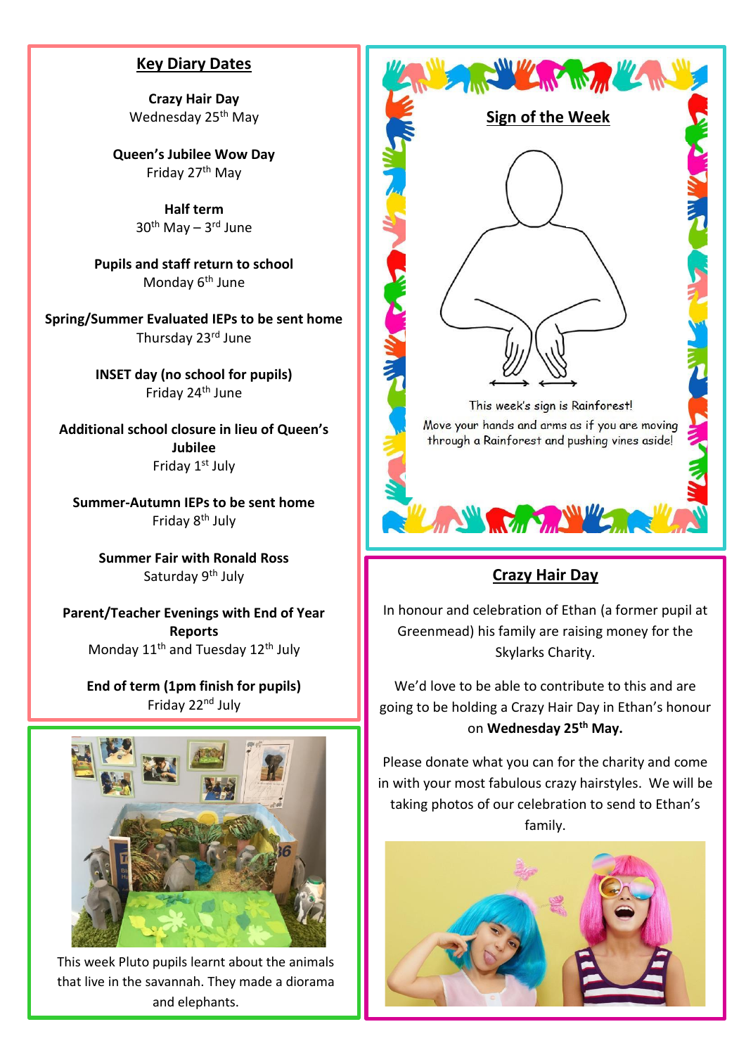## Key Diary Dates

**Crazy Hair Day**
Wednesday 25th May

**Queen's Jubilee Wow Day**
Friday 27th May

**Half term**
30th May – 3rd June

**Pupils and staff return to school**
Monday 6th June

**Spring/Summer Evaluated IEPs to be sent home**
Thursday 23rd June

**INSET day (no school for pupils)**
Friday 24th June

**Additional school closure in lieu of Queen's Jubilee**
Friday 1st July

**Summer-Autumn IEPs to be sent home**
Friday 8th July

**Summer Fair with Ronald Ross**
Saturday 9th July

**Parent/Teacher Evenings with End of Year Reports**
Monday 11th and Tuesday 12th July

**End of term (1pm finish for pupils)**
Friday 22nd July

This week Pluto pupils learnt about the animals that live in the savannah. They made a diorama and elephants.

## Sign of the Week

This week's sign is Rainforest!
Move your hands and arms as if you are moving through a Rainforest and pushing vines aside!

## Crazy Hair Day

In honour and celebration of Ethan (a former pupil at Greenmead) his family are raising money for the Skylarks Charity.

We'd love to be able to contribute to this and are going to be holding a Crazy Hair Day in Ethan's honour on **Wednesday 25th May.**

Please donate what you can for the charity and come in with your most fabulous crazy hairstyles. We will be taking photos of our celebration to send to Ethan's family.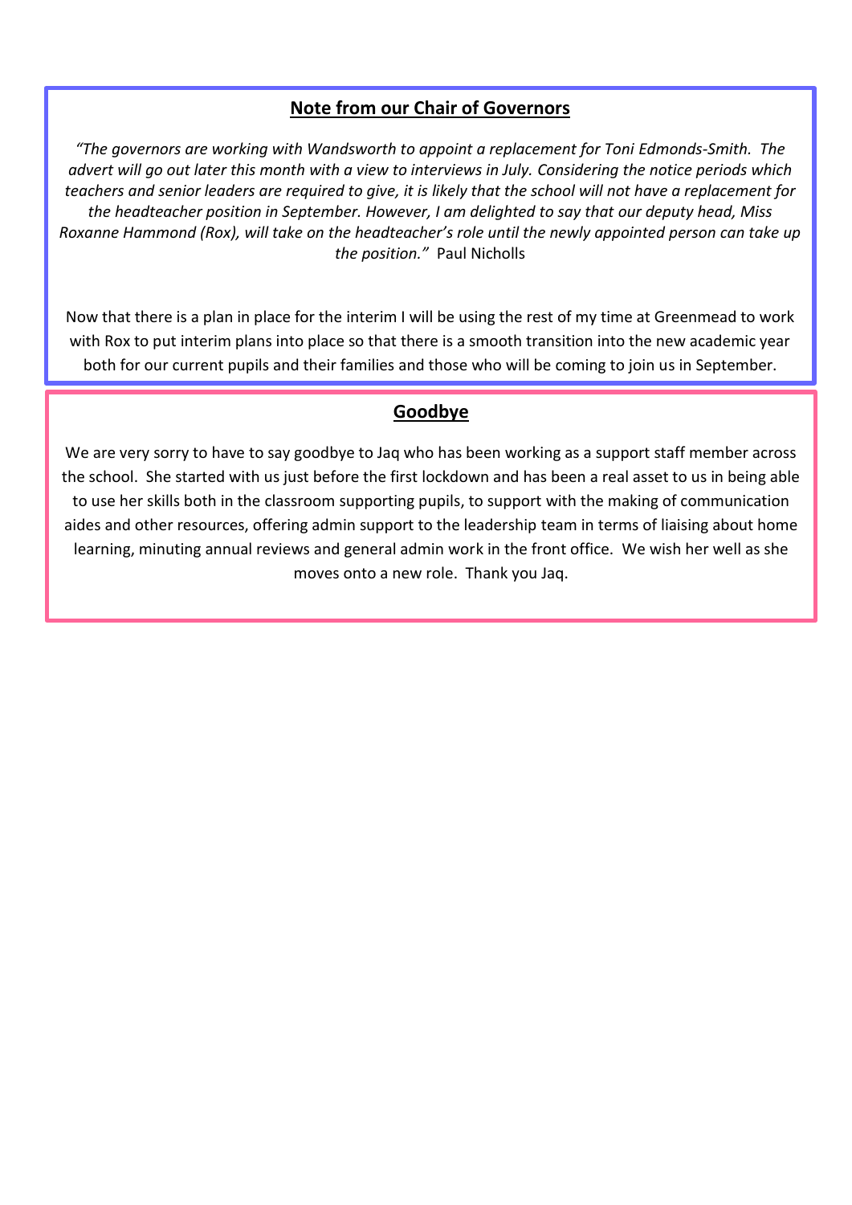## Note from our Chair of Governors

*"The governors are working with Wandsworth to appoint a replacement for Toni Edmonds-Smith. The advert will go out later this month with a view to interviews in July. Considering the notice periods which teachers and senior leaders are required to give, it is likely that the school will not have a replacement for the headteacher position in September. However, I am delighted to say that our deputy head, Miss Roxanne Hammond (Rox), will take on the headteacher's role until the newly appointed person can take up the position."* Paul Nicholls

Now that there is a plan in place for the interim I will be using the rest of my time at Greenmead to work with Rox to put interim plans into place so that there is a smooth transition into the new academic year both for our current pupils and their families and those who will be coming to join us in September.

## Goodbye

We are very sorry to have to say goodbye to Jaq who has been working as a support staff member across the school. She started with us just before the first lockdown and has been a real asset to us in being able to use her skills both in the classroom supporting pupils, to support with the making of communication aides and other resources, offering admin support to the leadership team in terms of liaising about home learning, minuting annual reviews and general admin work in the front office. We wish her well as she moves onto a new role. Thank you Jaq.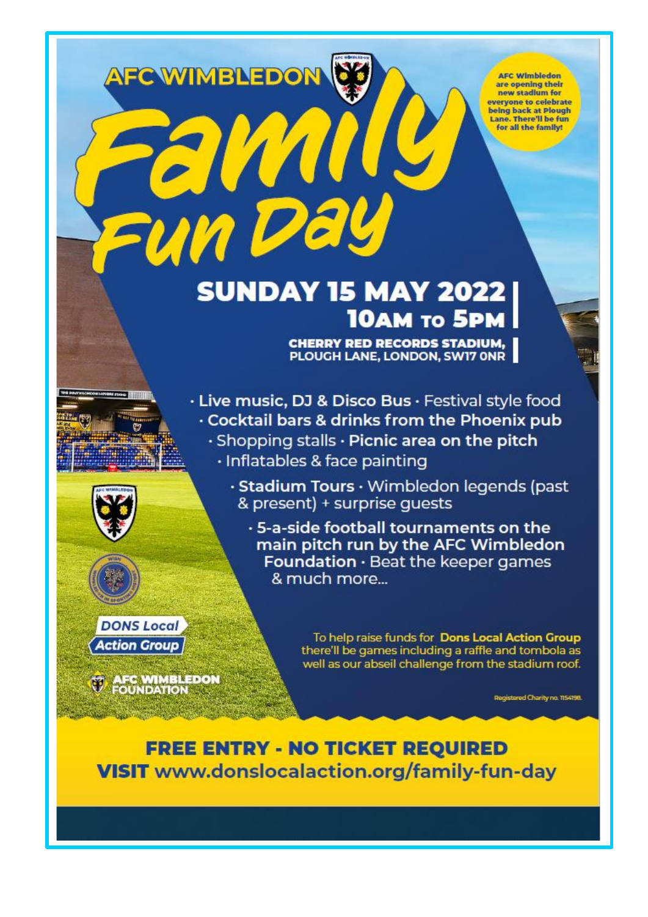# AFC WIMBLEDON

# Family Fun Day

AFC Wimbledon are opening their new stadium for everyone to celebrate being back at Plough Lane. There'll be fun for all the family!

## SUNDAY 15 MAY 2022

## 10AM TO 5PM

**CHERRY RED RECORDS STADIUM, PLOUGH LANE, LONDON, SW17 0NR**

- **Live music, DJ & Disco Bus** · Festival style food
- **Cocktail bars & drinks from the Phoenix pub**
- Shopping stalls · **Picnic area on the pitch**
- Inflatables & face painting
- **Stadium Tours** · Wimbledon legends (past & present) + surprise guests
- **5-a-side football tournaments on the main pitch run by the AFC Wimbledon Foundation** · Beat the keeper games & much more...

To help raise funds for **Dons Local Action Group** there'll be games including a raffle and tombola as well as our abseil challenge from the stadium roof.

Registered Charity no. 1154198.

DONS Local Action Group

AFC WIMBLEDON FOUNDATION

**FREE ENTRY - NO TICKET REQUIRED**

**VISIT www.donslocalaction.org/family-fun-day**